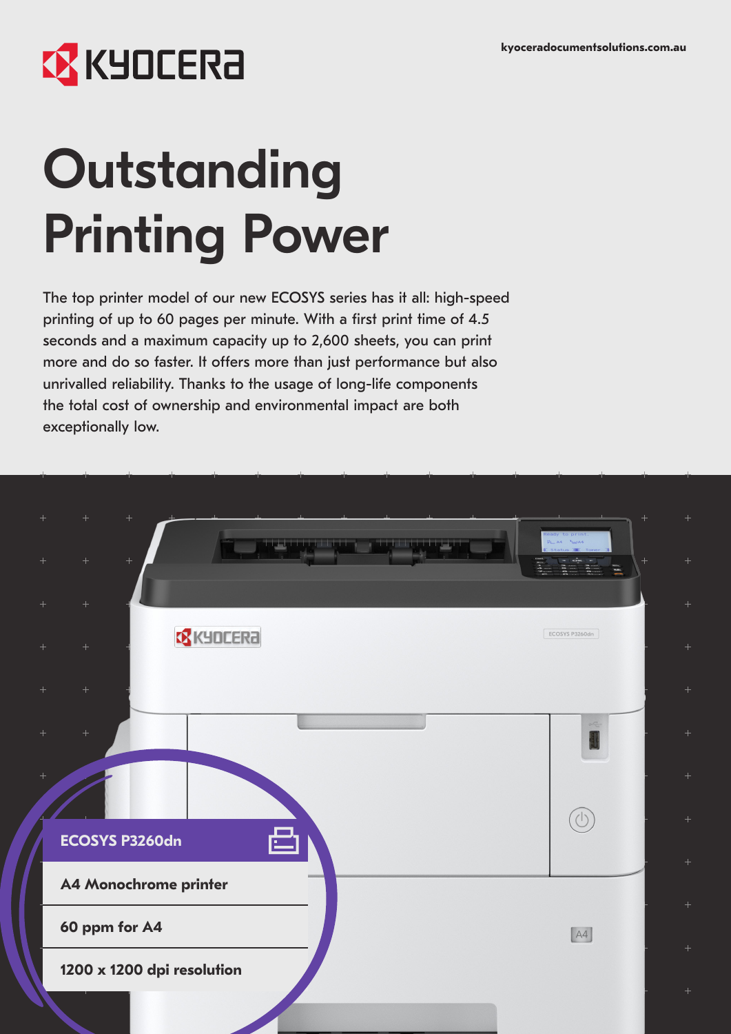kyoceradocumentsolutions.com.au

# Outstanding Printing Power

The top printer model of our new ECOSYS series has it all: high-speed printing of up to 60 pages per minute. With a first print time of 4.5 seconds and a maximum capacity up to 2,600 sheets, you can print more and do so faster. It offers more than just performance but also unrivalled reliability. Thanks to the usage of long-life components the total cost of ownership and environmental impact are both exceptionally low.

**ECOSYS P3260dn**

**A4 Monochrome printer**

**60 ppm for A4**

**1200 x 1200 dpi resolution**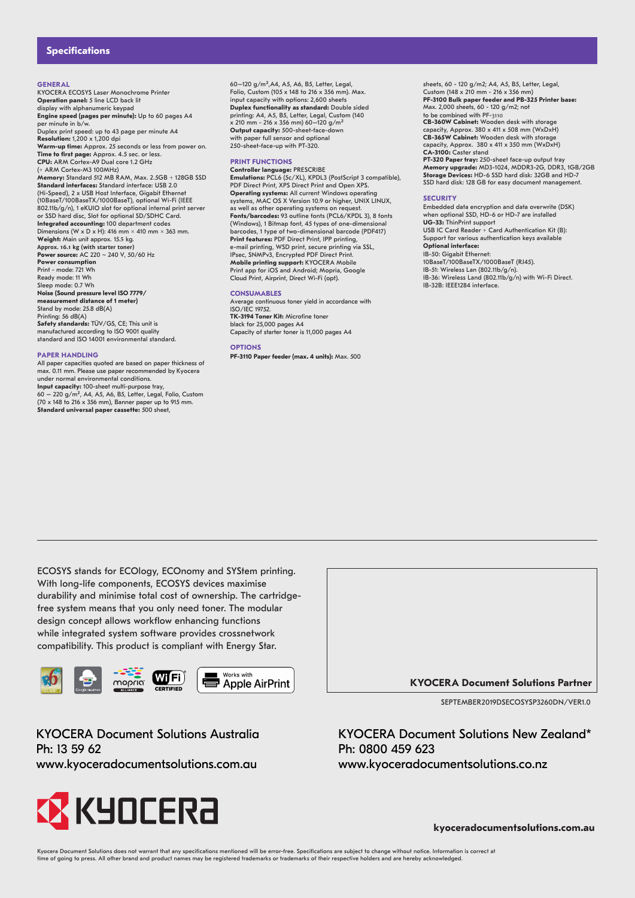## Specifications

### GENERAL

KYOCERA ECOSYS Laser Monochrome Printer
**Operation panel:** 5 line LCD back lit display with alphanumeric keypad
**Engine speed (pages per minute):** Up to 60 pages A4 per minute in b/w.
Duplex print speed: up to 43 page per minute A4
**Resolution:** 1,200 x 1,200 dpi
**Warm-up time:** Approx. 25 seconds or less from power on.
**Time to first page:** Approx. 4.5 sec. or less.
**CPU:** ARM Cortex-A9 Dual core 1.2 GHz (+ ARM Cortex-M3 100MHz)
**Memory:** Standard 512 MB RAM, Max. 2.5GB + 128GB SSD
**Standard interfaces:** Standard interface: USB 2.0 (Hi-Speed), 2 x USB Host Interface, Gigabit Ethernet (10BaseT/100BaseTX/1000BaseT), optional Wi-Fi (IEEE 802.11b/g/n), 1 eKUIO slot for optional internal print server or SSD hard disc, Slot for optional SD/SDHC Card.
**Integrated accounting:** 100 department codes
Dimensions (W x D x H): 416 mm × 410 mm × 363 mm.
**Weight:** Main unit approx. 15.5 kg.
**Approx. 16.1 kg (with starter toner)**
**Power source:** AC 220 ~ 240 V, 50/60 Hz
**Power consumption**
Print - mode: 721 Wh
Ready mode: 11 Wh
Sleep mode: 0.7 Wh
**Noise (Sound pressure level ISO 7779/ measurement distance of 1 meter)**
Stand by mode: 25.8 dB(A)
Printing: 56 dB(A)
**Safety standards:** TÜV/GS, CE; This unit is manufactured according to ISO 9001 quality standard and ISO 14001 environmental standard.

### PAPER HANDLING

All paper capacities quoted are based on paper thickness of max. 0.11 mm. Please use paper recommended by Kyocera under normal environmental conditions.
**Input capacity:** 100-sheet multi-purpose tray, 60 – 220 g/m², A4, A5, A6, B5, Letter, Legal, Folio, Custom (70 x 148 to 216 x 356 mm), Banner paper up to 915 mm.
**Standard universal paper cassette:** 500 sheet, 60–120 g/m²,A4, A5, A6, B5, Letter, Legal, Folio, Custom (105 x 148 to 216 x 356 mm). Max. input capacity with options: 2,600 sheets
**Duplex functionality as standard:** Double sided printing: A4, A5, B5, Letter, Legal, Custom (140 x 210 mm - 216 x 356 mm) 60–120 g/m²
**Output capacity:** 500-sheet-face-down with paper full sensor and optional 250-sheet-face-up with PT-320.

### PRINT FUNCTIONS

**Controller language:** PRESCRIBE
**Emulations:** PCL6 (5c/XL), KPDL3 (PostScript 3 compatible), PDF Direct Print, XPS Direct Print and Open XPS.
**Operating systems:** All current Windows operating systems, MAC OS X Version 10.9 or higher, UNIX LINUX, as well as other operating systems on request.
**Fonts/barcodes:** 93 outline fonts (PCL6/KPDL 3), 8 fonts (Windows), 1 Bitmap font, 45 types of one-dimensional barcodes, 1 type of two-dimensional barcode (PDF417)
**Print features:** PDF Direct Print, IPP printing, e-mail printing, WSD print, secure printing via SSL, IPsec, SNMPv3, Encrypted PDF Direct Print.
**Mobile printing support:** KYOCERA Mobile Print app for iOS and Android; Mopria, Google Cloud Print, Airprint, Direct Wi-Fi (opt).

### CONSUMABLES

Average continuous toner yield in accordance with ISO/IEC 19752.
**TK-3194 Toner Kit:** Microfine toner black for 25,000 pages A4
Capacity of starter toner is 11,000 pages A4

### OPTIONS

**PF-3110 Paper feeder (max. 4 units):** Max. 500 sheets, 60 - 120 g/m2; A4, A5, B5, Letter, Legal, Custom (148 x 210 mm - 216 x 356 mm)
**PF-3100 Bulk paper feeder and PB-325 Printer base:** Max. 2,000 sheets, 60 - 120 g/m2; not to be combined with PF-3110
**CB-360W Cabinet:** Wooden desk with storage capacity, Approx. 380 x 411 x 508 mm (WxDxH)
**CB-365W Cabinet:** Wooden desk with storage capacity, Approx. 380 x 411 x 350 mm (WxDxH)
**CA-3100:** Caster stand
**PT-320 Paper tray:** 250-sheet face-up output tray
**Memory upgrade:** MD3-1024, MDDR3-2G, DDR3, 1GB/2GB
**Storage Devices:** HD-6 SSD hard disk: 32GB and HD-7 SSD hard disk: 128 GB for easy document management.

### SECURITY

Embedded data encryption and data overwrite (DSK) when optional SSD, HD-6 or HD-7 are installed
**UG-33:** ThinPrint support
USB IC Card Reader + Card Authentication Kit (B): Support for various authentication keys available
**Optional interface:**
IB-50: Gigabit Ethernet: 10BaseT/100BaseTX/1000BaseT (RJ45).
IB-51: Wireless Lan (802.11b/g/n).
IB-36: Wireless Land (802.11b/g/n) with Wi-Fi Direct.
IB-32B: IEEE1284 interface.

---

ECOSYS stands for ECOlogy, ECOnomy and SYStem printing. With long-life components, ECOSYS devices maximise durability and minimise total cost of ownership. The cartridge-free system means that you only need toner. The modular design concept allows workflow enhancing functions while integrated system software provides crossnetwork compatibility. This product is compliant with Energy Star.

Works with Apple AirPrint

**KYOCERA Document Solutions Partner**

SEPTEMBER2019DSECOSYSP3260DN/VER1.0

KYOCERA Document Solutions Australia
Ph: 13 59 62
www.kyoceradocumentsolutions.com.au

KYOCERA Document Solutions New Zealand*
Ph: 0800 459 623
www.kyoceradocumentsolutions.co.nz

KYOCERA

**kyoceradocumentsolutions.com.au**

Kyocera Document Solutions does not warrant that any specifications mentioned will be error-free. Specifications are subject to change without notice. Information is correct at time of going to press. All other brand and product names may be registered trademarks or trademarks of their respective holders and are hereby acknowledged.